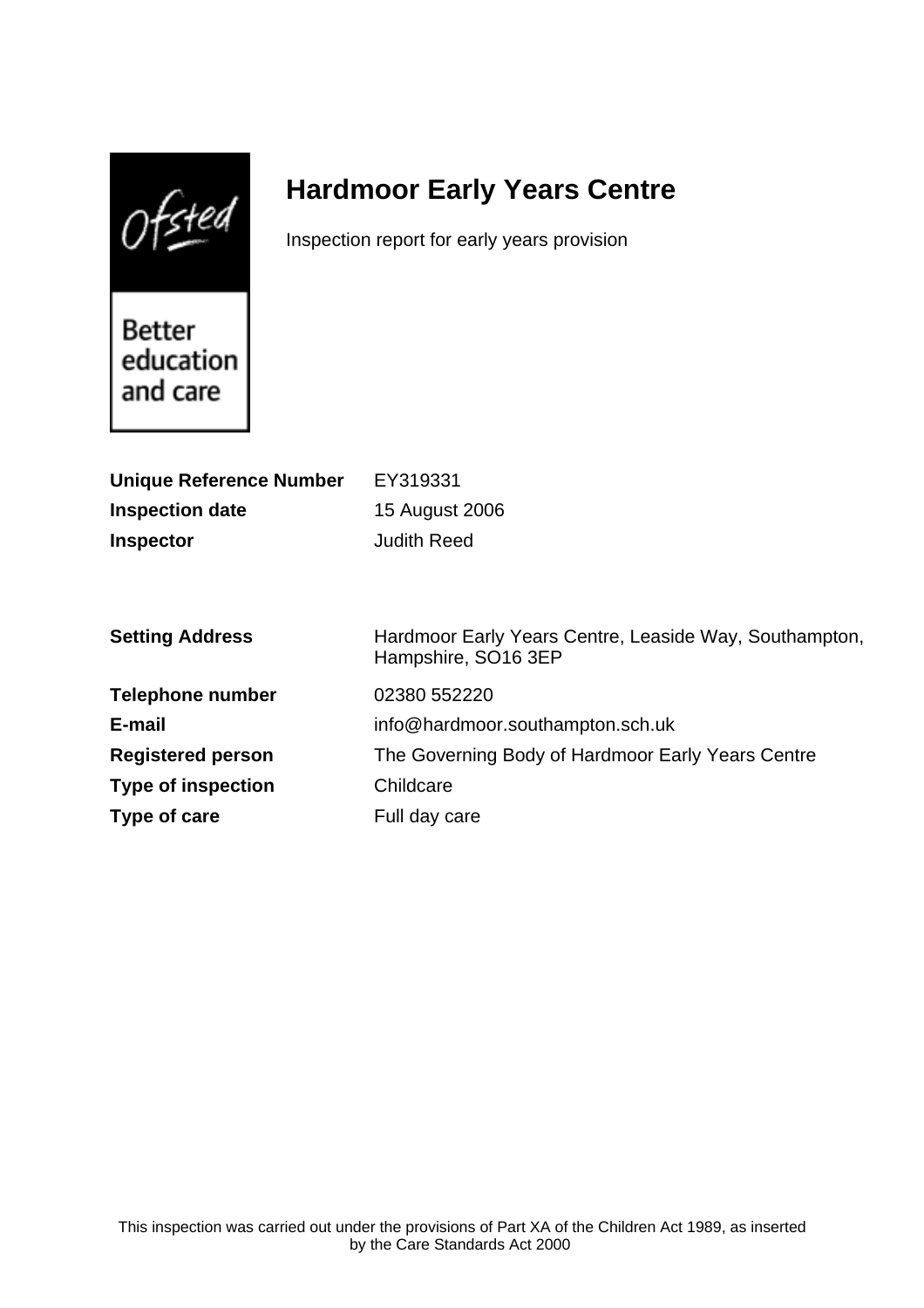Ofsted

Better education and care

# Hardmoor Early Years Centre

Inspection report for early years provision

| | |
|---|---|
| **Unique Reference Number** | EY319331 |
| **Inspection date** | 15 August 2006 |
| **Inspector** | Judith Reed |

| | |
|---|---|
| **Setting Address** | Hardmoor Early Years Centre, Leaside Way, Southampton, Hampshire, SO16 3EP |
| **Telephone number** | 02380 552220 |
| **E-mail** | info@hardmoor.southampton.sch.uk |
| **Registered person** | The Governing Body of Hardmoor Early Years Centre |
| **Type of inspection** | Childcare |
| **Type of care** | Full day care |

This inspection was carried out under the provisions of Part XA of the Children Act 1989, as inserted by the Care Standards Act 2000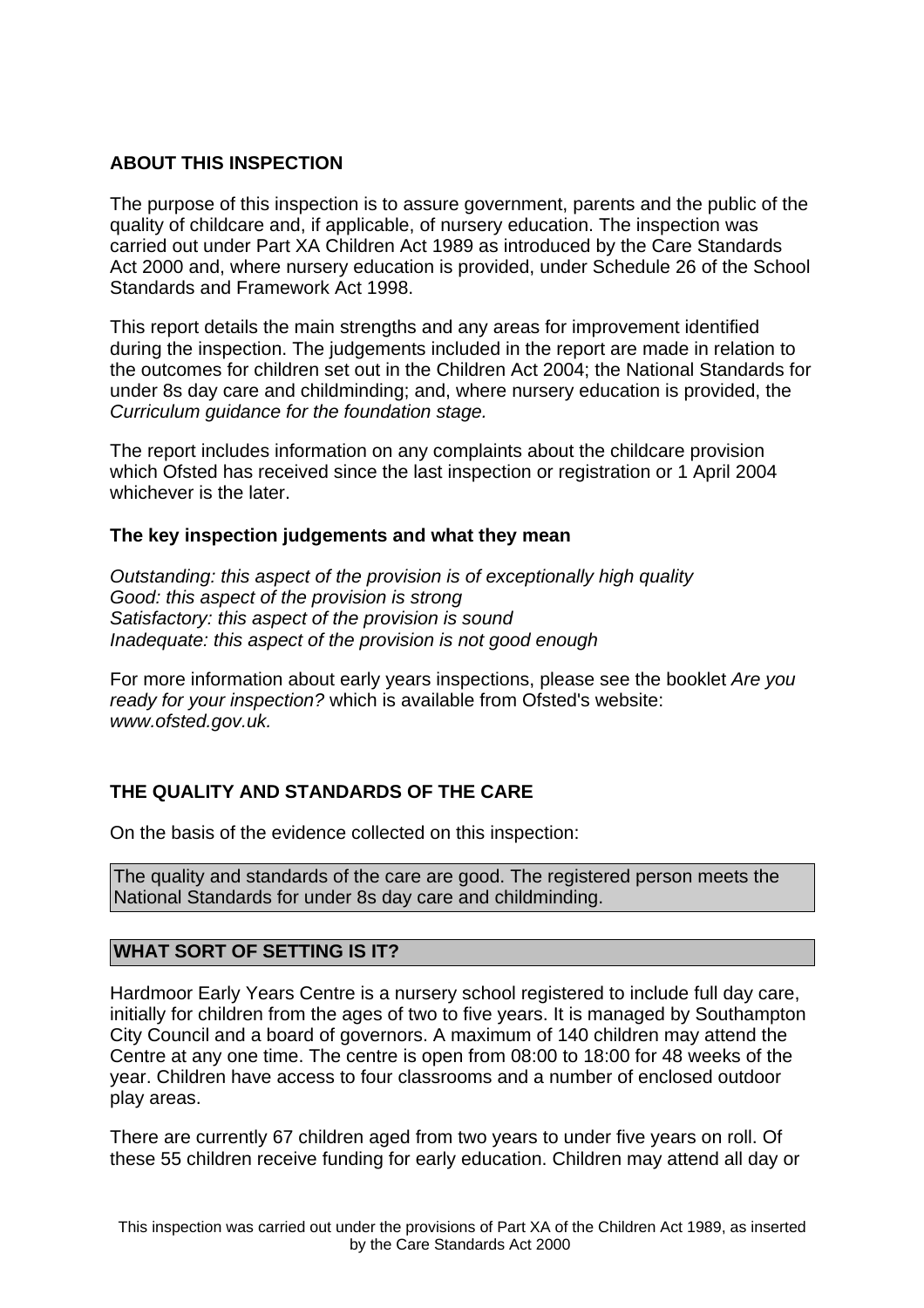## ABOUT THIS INSPECTION

The purpose of this inspection is to assure government, parents and the public of the quality of childcare and, if applicable, of nursery education. The inspection was carried out under Part XA Children Act 1989 as introduced by the Care Standards Act 2000 and, where nursery education is provided, under Schedule 26 of the School Standards and Framework Act 1998.

This report details the main strengths and any areas for improvement identified during the inspection. The judgements included in the report are made in relation to the outcomes for children set out in the Children Act 2004; the National Standards for under 8s day care and childminding; and, where nursery education is provided, the *Curriculum guidance for the foundation stage.*

The report includes information on any complaints about the childcare provision which Ofsted has received since the last inspection or registration or 1 April 2004 whichever is the later.

### The key inspection judgements and what they mean

*Outstanding: this aspect of the provision is of exceptionally high quality*
*Good: this aspect of the provision is strong*
*Satisfactory: this aspect of the provision is sound*
*Inadequate: this aspect of the provision is not good enough*

For more information about early years inspections, please see the booklet *Are you ready for your inspection?* which is available from Ofsted's website: *www.ofsted.gov.uk.*

## THE QUALITY AND STANDARDS OF THE CARE

On the basis of the evidence collected on this inspection:

The quality and standards of the care are good. The registered person meets the National Standards for under 8s day care and childminding.

## WHAT SORT OF SETTING IS IT?

Hardmoor Early Years Centre is a nursery school registered to include full day care, initially for children from the ages of two to five years. It is managed by Southampton City Council and a board of governors. A maximum of 140 children may attend the Centre at any one time. The centre is open from 08:00 to 18:00 for 48 weeks of the year. Children have access to four classrooms and a number of enclosed outdoor play areas.

There are currently 67 children aged from two years to under five years on roll. Of these 55 children receive funding for early education. Children may attend all day or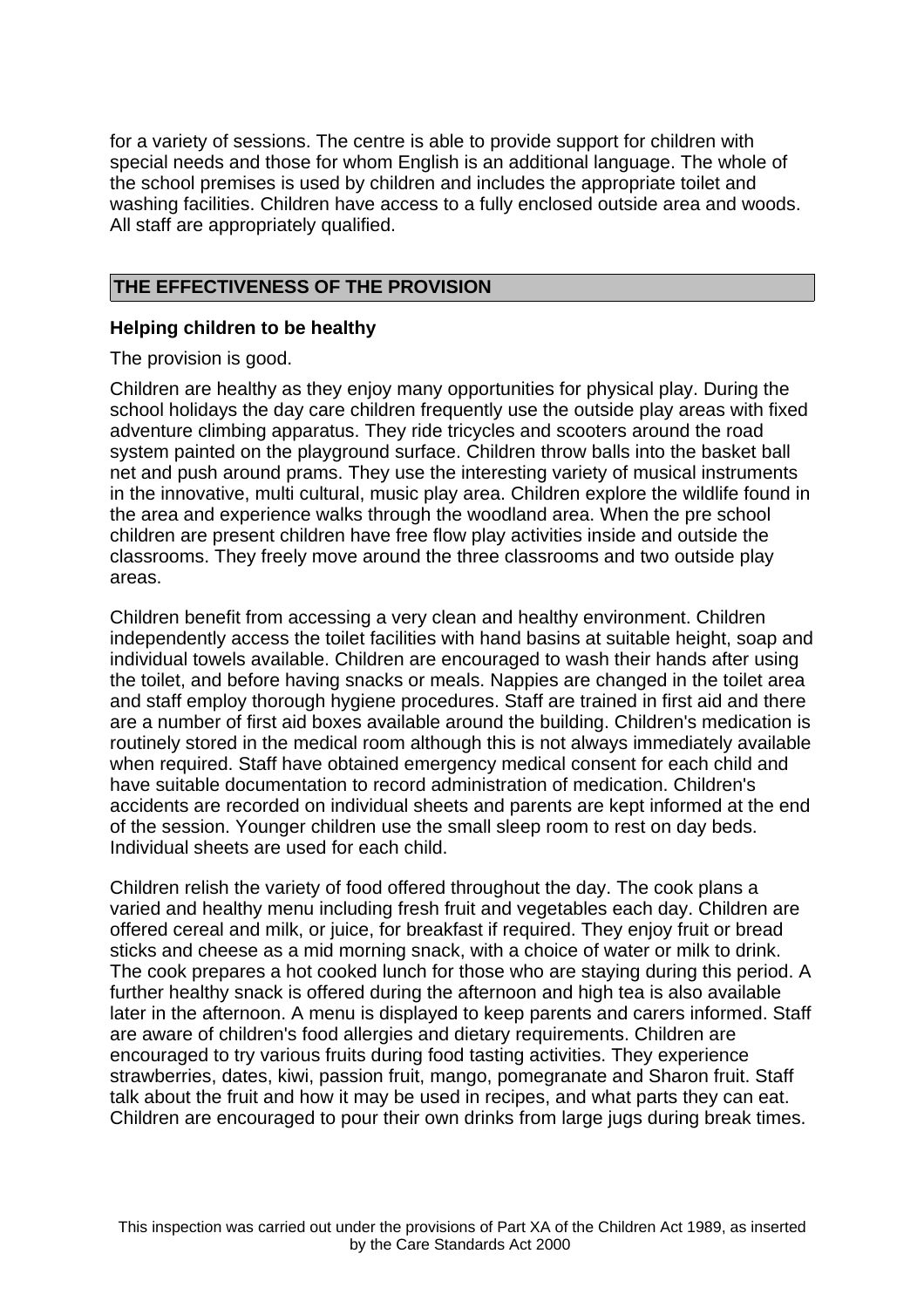for a variety of sessions. The centre is able to provide support for children with special needs and those for whom English is an additional language. The whole of the school premises is used by children and includes the appropriate toilet and washing facilities. Children have access to a fully enclosed outside area and woods. All staff are appropriately qualified.

## THE EFFECTIVENESS OF THE PROVISION

### Helping children to be healthy

The provision is good.

Children are healthy as they enjoy many opportunities for physical play. During the school holidays the day care children frequently use the outside play areas with fixed adventure climbing apparatus. They ride tricycles and scooters around the road system painted on the playground surface. Children throw balls into the basket ball net and push around prams. They use the interesting variety of musical instruments in the innovative, multi cultural, music play area. Children explore the wildlife found in the area and experience walks through the woodland area. When the pre school children are present children have free flow play activities inside and outside the classrooms. They freely move around the three classrooms and two outside play areas.

Children benefit from accessing a very clean and healthy environment. Children independently access the toilet facilities with hand basins at suitable height, soap and individual towels available. Children are encouraged to wash their hands after using the toilet, and before having snacks or meals. Nappies are changed in the toilet area and staff employ thorough hygiene procedures. Staff are trained in first aid and there are a number of first aid boxes available around the building. Children's medication is routinely stored in the medical room although this is not always immediately available when required. Staff have obtained emergency medical consent for each child and have suitable documentation to record administration of medication. Children's accidents are recorded on individual sheets and parents are kept informed at the end of the session. Younger children use the small sleep room to rest on day beds. Individual sheets are used for each child.

Children relish the variety of food offered throughout the day. The cook plans a varied and healthy menu including fresh fruit and vegetables each day. Children are offered cereal and milk, or juice, for breakfast if required. They enjoy fruit or bread sticks and cheese as a mid morning snack, with a choice of water or milk to drink. The cook prepares a hot cooked lunch for those who are staying during this period. A further healthy snack is offered during the afternoon and high tea is also available later in the afternoon. A menu is displayed to keep parents and carers informed. Staff are aware of children's food allergies and dietary requirements. Children are encouraged to try various fruits during food tasting activities. They experience strawberries, dates, kiwi, passion fruit, mango, pomegranate and Sharon fruit. Staff talk about the fruit and how it may be used in recipes, and what parts they can eat. Children are encouraged to pour their own drinks from large jugs during break times.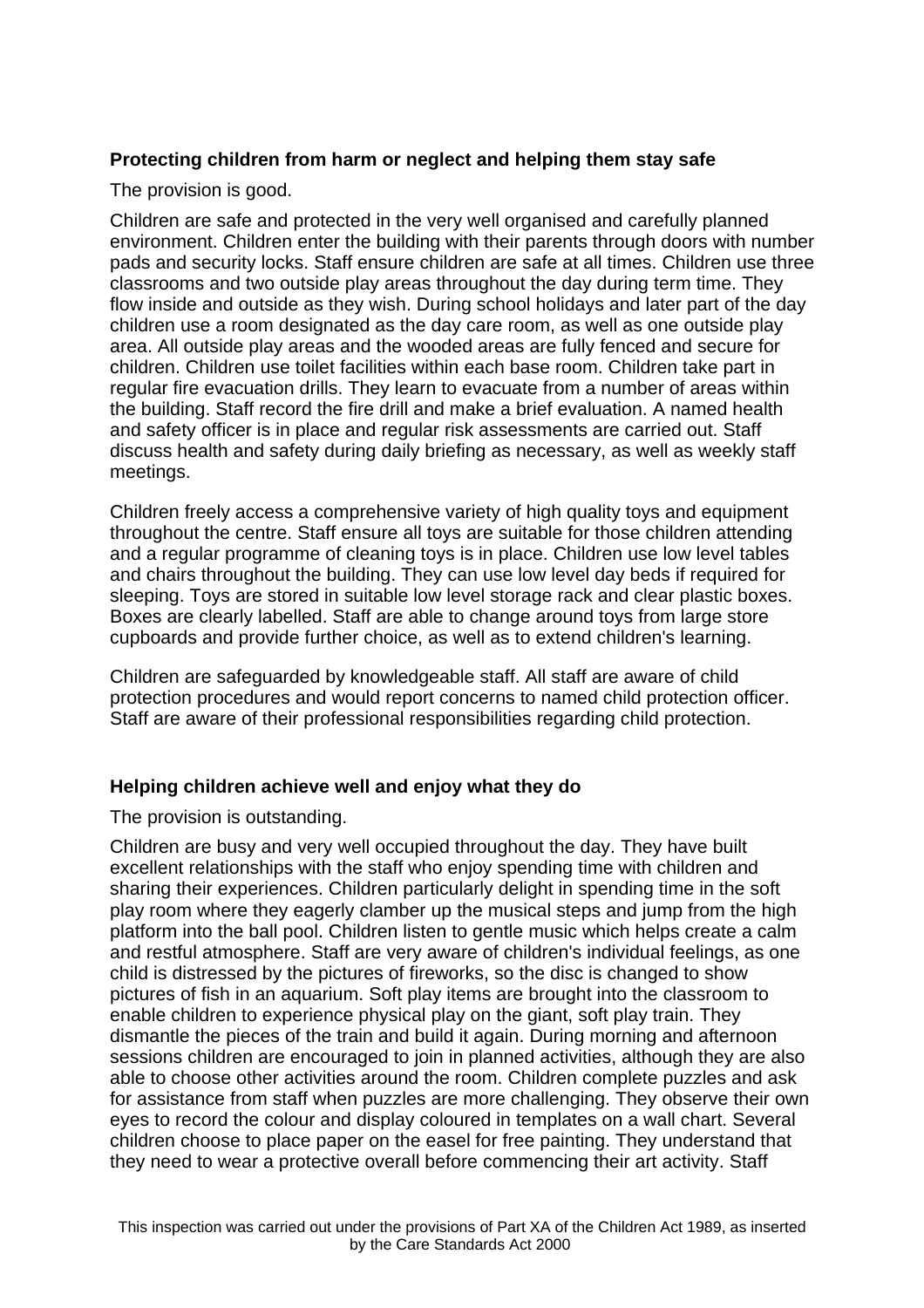### Protecting children from harm or neglect and helping them stay safe

The provision is good.

Children are safe and protected in the very well organised and carefully planned environment. Children enter the building with their parents through doors with number pads and security locks. Staff ensure children are safe at all times. Children use three classrooms and two outside play areas throughout the day during term time. They flow inside and outside as they wish. During school holidays and later part of the day children use a room designated as the day care room, as well as one outside play area. All outside play areas and the wooded areas are fully fenced and secure for children. Children use toilet facilities within each base room. Children take part in regular fire evacuation drills. They learn to evacuate from a number of areas within the building. Staff record the fire drill and make a brief evaluation. A named health and safety officer is in place and regular risk assessments are carried out. Staff discuss health and safety during daily briefing as necessary, as well as weekly staff meetings.

Children freely access a comprehensive variety of high quality toys and equipment throughout the centre. Staff ensure all toys are suitable for those children attending and a regular programme of cleaning toys is in place. Children use low level tables and chairs throughout the building. They can use low level day beds if required for sleeping. Toys are stored in suitable low level storage rack and clear plastic boxes. Boxes are clearly labelled. Staff are able to change around toys from large store cupboards and provide further choice, as well as to extend children's learning.

Children are safeguarded by knowledgeable staff. All staff are aware of child protection procedures and would report concerns to named child protection officer. Staff are aware of their professional responsibilities regarding child protection.

### Helping children achieve well and enjoy what they do

The provision is outstanding.

Children are busy and very well occupied throughout the day. They have built excellent relationships with the staff who enjoy spending time with children and sharing their experiences. Children particularly delight in spending time in the soft play room where they eagerly clamber up the musical steps and jump from the high platform into the ball pool. Children listen to gentle music which helps create a calm and restful atmosphere. Staff are very aware of children's individual feelings, as one child is distressed by the pictures of fireworks, so the disc is changed to show pictures of fish in an aquarium. Soft play items are brought into the classroom to enable children to experience physical play on the giant, soft play train. They dismantle the pieces of the train and build it again. During morning and afternoon sessions children are encouraged to join in planned activities, although they are also able to choose other activities around the room. Children complete puzzles and ask for assistance from staff when puzzles are more challenging. They observe their own eyes to record the colour and display coloured in templates on a wall chart. Several children choose to place paper on the easel for free painting. They understand that they need to wear a protective overall before commencing their art activity. Staff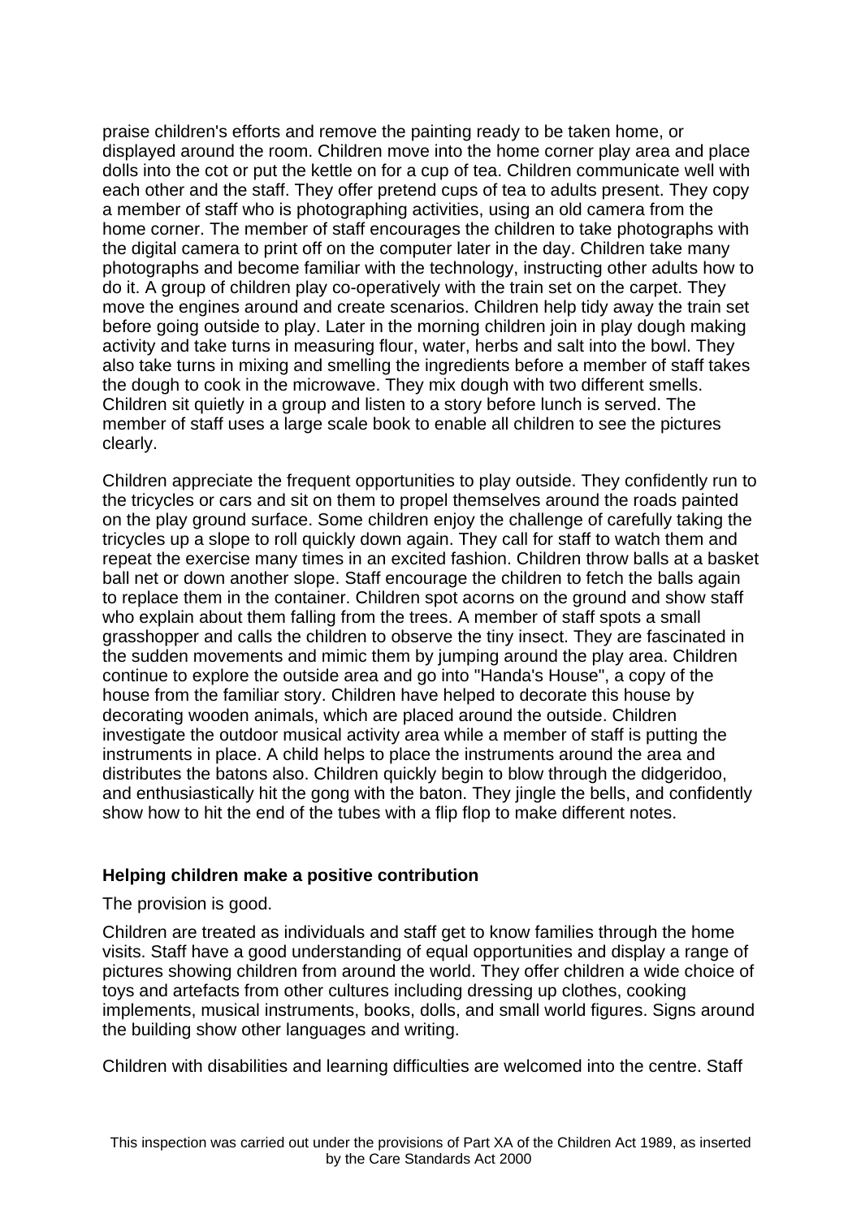praise children's efforts and remove the painting ready to be taken home, or displayed around the room. Children move into the home corner play area and place dolls into the cot or put the kettle on for a cup of tea. Children communicate well with each other and the staff. They offer pretend cups of tea to adults present. They copy a member of staff who is photographing activities, using an old camera from the home corner. The member of staff encourages the children to take photographs with the digital camera to print off on the computer later in the day. Children take many photographs and become familiar with the technology, instructing other adults how to do it. A group of children play co-operatively with the train set on the carpet. They move the engines around and create scenarios. Children help tidy away the train set before going outside to play. Later in the morning children join in play dough making activity and take turns in measuring flour, water, herbs and salt into the bowl. They also take turns in mixing and smelling the ingredients before a member of staff takes the dough to cook in the microwave. They mix dough with two different smells. Children sit quietly in a group and listen to a story before lunch is served. The member of staff uses a large scale book to enable all children to see the pictures clearly.

Children appreciate the frequent opportunities to play outside. They confidently run to the tricycles or cars and sit on them to propel themselves around the roads painted on the play ground surface. Some children enjoy the challenge of carefully taking the tricycles up a slope to roll quickly down again. They call for staff to watch them and repeat the exercise many times in an excited fashion. Children throw balls at a basket ball net or down another slope. Staff encourage the children to fetch the balls again to replace them in the container. Children spot acorns on the ground and show staff who explain about them falling from the trees. A member of staff spots a small grasshopper and calls the children to observe the tiny insect. They are fascinated in the sudden movements and mimic them by jumping around the play area. Children continue to explore the outside area and go into "Handa's House", a copy of the house from the familiar story. Children have helped to decorate this house by decorating wooden animals, which are placed around the outside. Children investigate the outdoor musical activity area while a member of staff is putting the instruments in place. A child helps to place the instruments around the area and distributes the batons also. Children quickly begin to blow through the didgeridoo, and enthusiastically hit the gong with the baton. They jingle the bells, and confidently show how to hit the end of the tubes with a flip flop to make different notes.

**Helping children make a positive contribution**

The provision is good.

Children are treated as individuals and staff get to know families through the home visits. Staff have a good understanding of equal opportunities and display a range of pictures showing children from around the world. They offer children a wide choice of toys and artefacts from other cultures including dressing up clothes, cooking implements, musical instruments, books, dolls, and small world figures. Signs around the building show other languages and writing.

Children with disabilities and learning difficulties are welcomed into the centre. Staff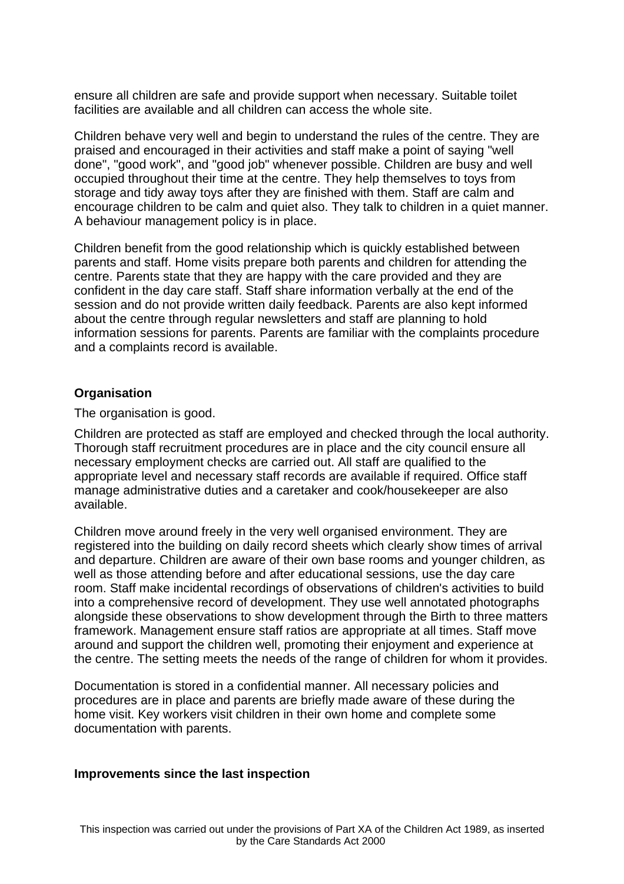ensure all children are safe and provide support when necessary. Suitable toilet facilities are available and all children can access the whole site.

Children behave very well and begin to understand the rules of the centre. They are praised and encouraged in their activities and staff make a point of saying "well done", "good work", and "good job" whenever possible. Children are busy and well occupied throughout their time at the centre. They help themselves to toys from storage and tidy away toys after they are finished with them. Staff are calm and encourage children to be calm and quiet also. They talk to children in a quiet manner. A behaviour management policy is in place.

Children benefit from the good relationship which is quickly established between parents and staff. Home visits prepare both parents and children for attending the centre. Parents state that they are happy with the care provided and they are confident in the day care staff. Staff share information verbally at the end of the session and do not provide written daily feedback. Parents are also kept informed about the centre through regular newsletters and staff are planning to hold information sessions for parents. Parents are familiar with the complaints procedure and a complaints record is available.

**Organisation**

The organisation is good.

Children are protected as staff are employed and checked through the local authority. Thorough staff recruitment procedures are in place and the city council ensure all necessary employment checks are carried out. All staff are qualified to the appropriate level and necessary staff records are available if required. Office staff manage administrative duties and a caretaker and cook/housekeeper are also available.

Children move around freely in the very well organised environment. They are registered into the building on daily record sheets which clearly show times of arrival and departure. Children are aware of their own base rooms and younger children, as well as those attending before and after educational sessions, use the day care room. Staff make incidental recordings of observations of children's activities to build into a comprehensive record of development. They use well annotated photographs alongside these observations to show development through the Birth to three matters framework. Management ensure staff ratios are appropriate at all times. Staff move around and support the children well, promoting their enjoyment and experience at the centre. The setting meets the needs of the range of children for whom it provides.

Documentation is stored in a confidential manner. All necessary policies and procedures are in place and parents are briefly made aware of these during the home visit. Key workers visit children in their own home and complete some documentation with parents.

**Improvements since the last inspection**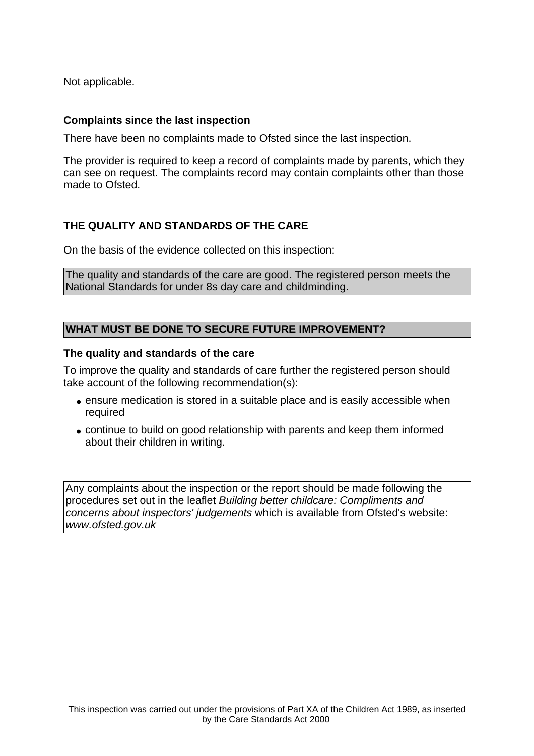Not applicable.

### Complaints since the last inspection

There have been no complaints made to Ofsted since the last inspection.

The provider is required to keep a record of complaints made by parents, which they can see on request. The complaints record may contain complaints other than those made to Ofsted.

## THE QUALITY AND STANDARDS OF THE CARE

On the basis of the evidence collected on this inspection:

The quality and standards of the care are good. The registered person meets the National Standards for under 8s day care and childminding.

## WHAT MUST BE DONE TO SECURE FUTURE IMPROVEMENT?

### The quality and standards of the care

To improve the quality and standards of care further the registered person should take account of the following recommendation(s):

- ensure medication is stored in a suitable place and is easily accessible when required
- continue to build on good relationship with parents and keep them informed about their children in writing.

Any complaints about the inspection or the report should be made following the procedures set out in the leaflet *Building better childcare: Compliments and concerns about inspectors' judgements* which is available from Ofsted's website: *www.ofsted.gov.uk*

This inspection was carried out under the provisions of Part XA of the Children Act 1989, as inserted by the Care Standards Act 2000